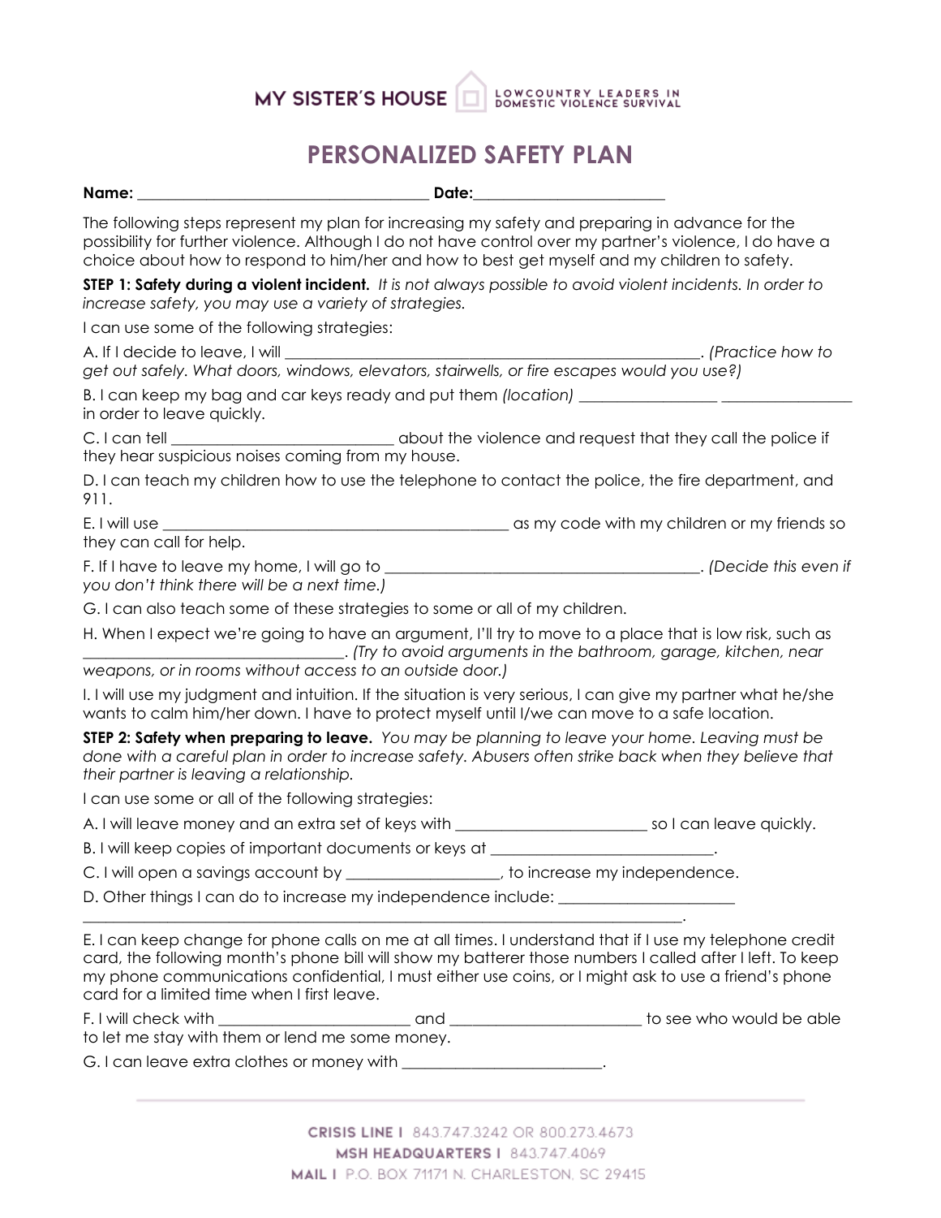MY SISTER'S HOUSE | LOWCOUNTRY LEADERS IN DOMESTIC VIOLENCE SURVIVAL

# PERSONALIZED SAFETY PLAN

**Name:** ______________________________________ **Date:**_________________________

The following steps represent my plan for increasing my safety and preparing in advance for the possibility for further violence. Although I do not have control over my partner's violence, I do have a choice about how to respond to him/her and how to best get myself and my children to safety.

**STEP 1: Safety during a violent incident.** *It is not always possible to avoid violent incidents. In order to increase safety, you may use a variety of strategies.*

I can use some of the following strategies:

A. If I decide to leave, I will _______________________________________________________. *(Practice how to get out safely. What doors, windows, elevators, stairwells, or fire escapes would you use?)*

B. I can keep my bag and car keys ready and put them *(location)* __________________ _________________ in order to leave quickly.

C. I can tell _____________________________ about the violence and request that they call the police if they hear suspicious noises coming from my house.

D. I can teach my children how to use the telephone to contact the police, the fire department, and 911.

E. I will use _____________________________________________ as my code with my children or my friends so they can call for help.

F. If I have to leave my home, I will go to __________________________________________. *(Decide this even if you don't think there will be a next time.)*

G. I can also teach some of these strategies to some or all of my children.

H. When I expect we're going to have an argument, I'll try to move to a place that is low risk, such as __________________________________. *(Try to avoid arguments in the bathroom, garage, kitchen, near weapons, or in rooms without access to an outside door.)*

I. I will use my judgment and intuition. If the situation is very serious, I can give my partner what he/she wants to calm him/her down. I have to protect myself until I/we can move to a safe location.

**STEP 2: Safety when preparing to leave.** *You may be planning to leave your home. Leaving must be done with a careful plan in order to increase safety. Abusers often strike back when they believe that their partner is leaving a relationship.*

I can use some or all of the following strategies:

A. I will leave money and an extra set of keys with ________________________ so I can leave quickly.

B. I will keep copies of important documents or keys at ____________________________.

C. I will open a savings account by ___________________, to increase my independence.

D. Other things I can do to increase my independence include: ______________________ ____________________________________________________________________________.

E. I can keep change for phone calls on me at all times. I understand that if I use my telephone credit card, the following month's phone bill will show my batterer those numbers I called after I left. To keep my phone communications confidential, I must either use coins, or I might ask to use a friend's phone card for a limited time when I first leave.

F. I will check with ________________________ and ________________________ to see who would be able to let me stay with them or lend me some money.

G. I can leave extra clothes or money with _________________________.

CRISIS LINE | 843.747.3242 OR 800.273.4673
MSH HEADQUARTERS | 843.747.4069
MAIL | P.O. BOX 71171 N. CHARLESTON, SC 29415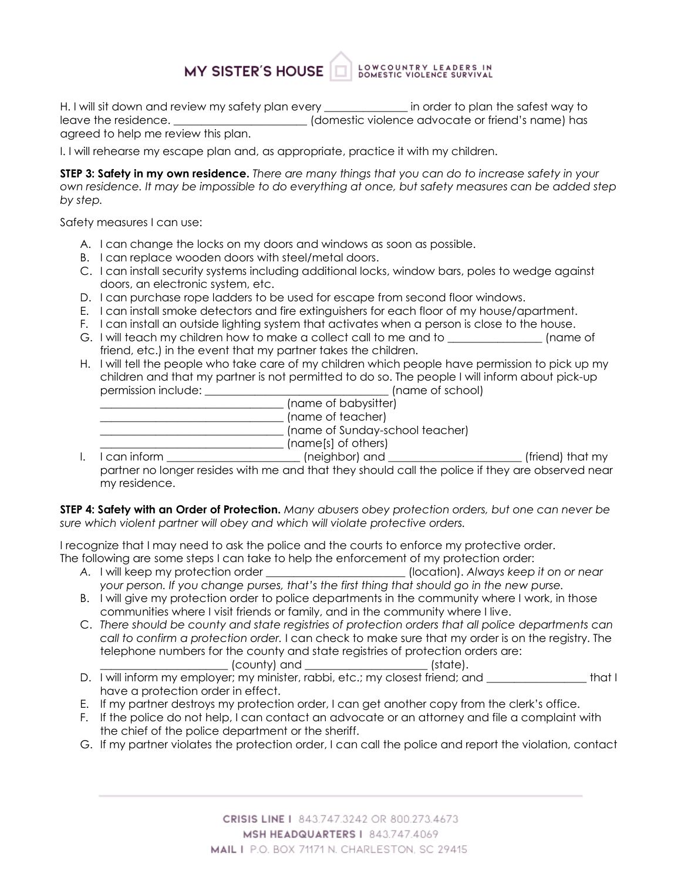H. I will sit down and review my safety plan every _______________ in order to plan the safest way to leave the residence. ________________________ (domestic violence advocate or friend's name) has agreed to help me review this plan.

I. I will rehearse my escape plan and, as appropriate, practice it with my children.

**STEP 3: Safety in my own residence.** *There are many things that you can do to increase safety in your own residence. It may be impossible to do everything at once, but safety measures can be added step by step.*

Safety measures I can use:

A. I can change the locks on my doors and windows as soon as possible.
B. I can replace wooden doors with steel/metal doors.
C. I can install security systems including additional locks, window bars, poles to wedge against doors, an electronic system, etc.
D. I can purchase rope ladders to be used for escape from second floor windows.
E. I can install smoke detectors and fire extinguishers for each floor of my house/apartment.
F. I can install an outside lighting system that activates when a person is close to the house.
G. I will teach my children how to make a collect call to me and to _________________ (name of friend, etc.) in the event that my partner takes the children.
H. I will tell the people who take care of my children which people have permission to pick up my children and that my partner is not permitted to do so. The people I will inform about pick-up permission include: _________________________________ (name of school)
_________________________________ (name of babysitter)
_________________________________ (name of teacher)
_________________________________ (name of Sunday-school teacher)
_________________________________ (name[s] of others)
I. I can inform ________________________ (neighbor) and ________________________ (friend) that my partner no longer resides with me and that they should call the police if they are observed near my residence.

**STEP 4: Safety with an Order of Protection.** *Many abusers obey protection orders, but one can never be sure which violent partner will obey and which will violate protective orders.*

I recognize that I may need to ask the police and the courts to enforce my protective order.
The following are some steps I can take to help the enforcement of my protection order:

A. I will keep my protection order _________________________ (location). *Always keep it on or near your person. If you change purses, that's the first thing that should go in the new purse.*
B. I will give my protection order to police departments in the community where I work, in those communities where I visit friends or family, and in the community where I live.
C. *There should be county and state registries of protection orders that all police departments can call to confirm a protection order.* I can check to make sure that my order is on the registry. The telephone numbers for the county and state registries of protection orders are: ______________________ (county) and ______________________ (state).
D. I will inform my employer; my minister, rabbi, etc.; my closest friend; and __________________ that I have a protection order in effect.
E. If my partner destroys my protection order, I can get another copy from the clerk's office.
F. If the police do not help, I can contact an advocate or an attorney and file a complaint with the chief of the police department or the sheriff.
G. If my partner violates the protection order, I can call the police and report the violation, contact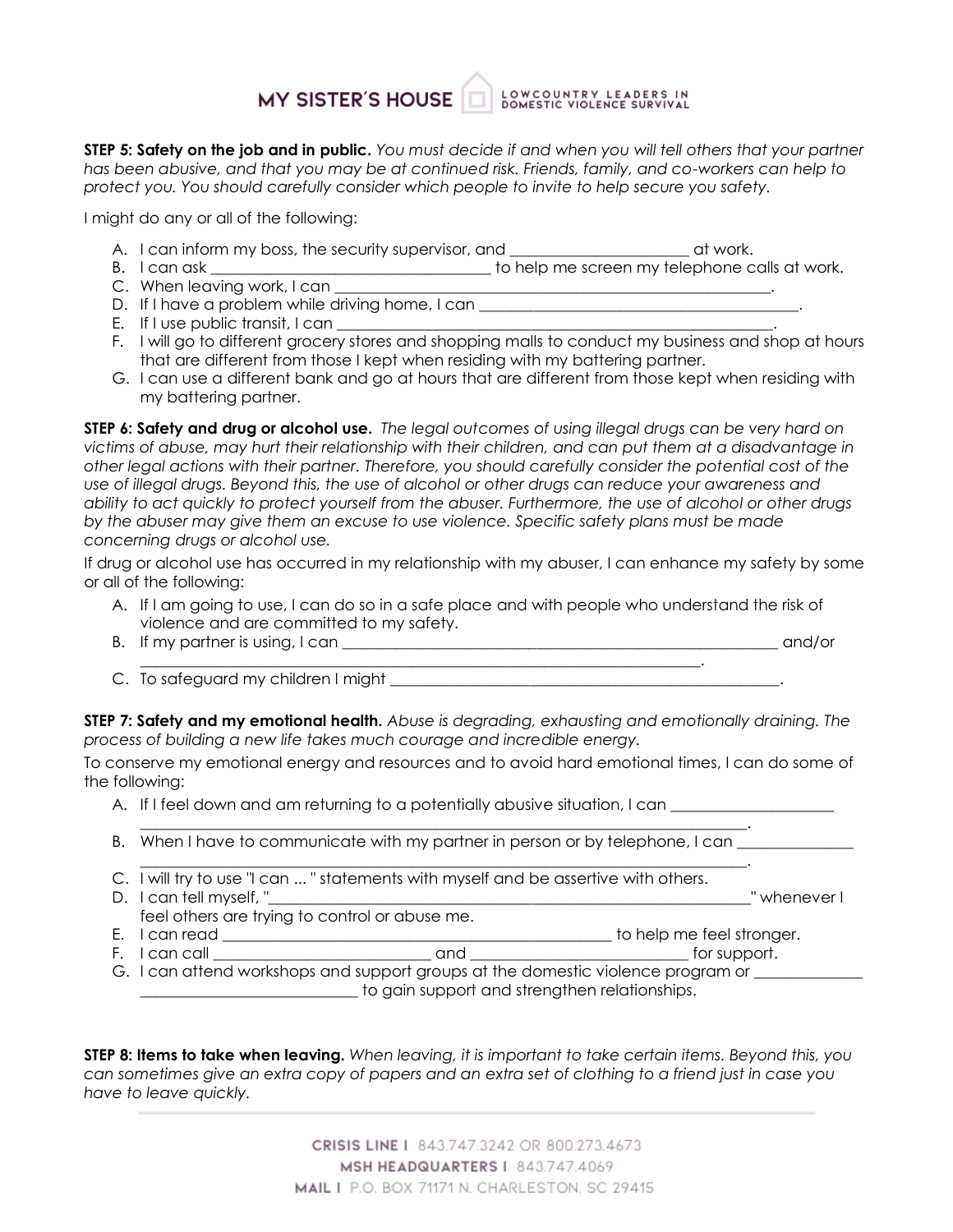**STEP 5: Safety on the job and in public.** *You must decide if and when you will tell others that your partner has been abusive, and that you may be at continued risk. Friends, family, and co-workers can help to protect you. You should carefully consider which people to invite to help secure you safety.*

I might do any or all of the following:

A. I can inform my boss, the security supervisor, and ______________________ at work.
B. I can ask ___________________________________ to help me screen my telephone calls at work.
C. When leaving work, I can __________________________________________________________.
D. If I have a problem while driving home, I can ________________________________________.
E. If I use public transit, I can _______________________________________________________.
F. I will go to different grocery stores and shopping malls to conduct my business and shop at hours that are different from those I kept when residing with my battering partner.
G. I can use a different bank and go at hours that are different from those kept when residing with my battering partner.

**STEP 6: Safety and drug or alcohol use.** *The legal outcomes of using illegal drugs can be very hard on victims of abuse, may hurt their relationship with their children, and can put them at a disadvantage in other legal actions with their partner. Therefore, you should carefully consider the potential cost of the use of illegal drugs. Beyond this, the use of alcohol or other drugs can reduce your awareness and ability to act quickly to protect yourself from the abuser. Furthermore, the use of alcohol or other drugs by the abuser may give them an excuse to use violence. Specific safety plans must be made concerning drugs or alcohol use.*

If drug or alcohol use has occurred in my relationship with my abuser, I can enhance my safety by some or all of the following:

A. If I am going to use, I can do so in a safe place and with people who understand the risk of violence and are committed to my safety.
B. If my partner is using, I can ______________________________________________________ and/or ________________________________________________________________________.
C. To safeguard my children I might ________________________________________________.

**STEP 7: Safety and my emotional health.** *Abuse is degrading, exhausting and emotionally draining. The process of building a new life takes much courage and incredible energy.*

To conserve my emotional energy and resources and to avoid hard emotional times, I can do some of the following:

A. If I feel down and am returning to a potentially abusive situation, I can ____________________ __________________________________________________________________________.
B. When I have to communicate with my partner in person or by telephone, I can ______________ __________________________________________________________________________.
C. I will try to use "I can ... " statements with myself and be assertive with others.
D. I can tell myself, "_____________________________________________________________" whenever I feel others are trying to control or abuse me.
E. I can read ______________________________________________ to help me feel stronger.
F. I can call _________________________ and _________________________ for support.
G. I can attend workshops and support groups at the domestic violence program or _____________ _________________________ to gain support and strengthen relationships.

**STEP 8: Items to take when leaving.** *When leaving, it is important to take certain items. Beyond this, you can sometimes give an extra copy of papers and an extra set of clothing to a friend just in case you have to leave quickly.*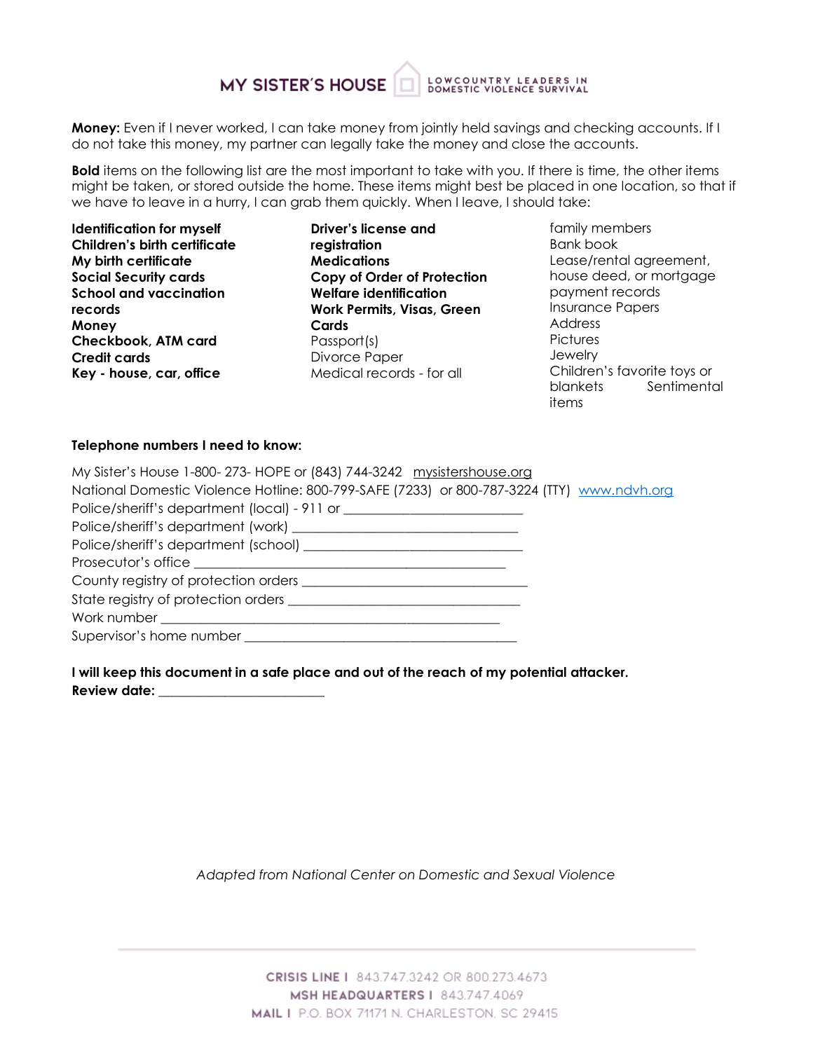**Money:** Even if I never worked, I can take money from jointly held savings and checking accounts. If I do not take this money, my partner can legally take the money and close the accounts.

**Bold** items on the following list are the most important to take with you. If there is time, the other items might be taken, or stored outside the home. These items might best be placed in one location, so that if we have to leave in a hurry, I can grab them quickly. When I leave, I should take:

- **Identification for myself**
- **Children's birth certificate**
- **My birth certificate**
- **Social Security cards**
- **School and vaccination records**
- **Money**
- **Checkbook, ATM card**
- **Credit cards**
- **Key - house, car, office**
- **Driver's license and registration**
- **Medications**
- **Copy of Order of Protection**
- **Welfare identification**
- **Work Permits, Visas, Green Cards**
- Passport(s)
- Divorce Paper
- Medical records - for all family members
- Bank book
- Lease/rental agreement, house deed, or mortgage payment records
- Insurance Papers
- Address
- Pictures
- Jewelry
- Children's favorite toys or blankets
- Sentimental items

**Telephone numbers I need to know:**

My Sister's House 1-800- 273- HOPE or (843) 744-3242 mysistershouse.org

National Domestic Violence Hotline: 800-799-SAFE (7233) or 800-787-3224 (TTY) www.ndvh.org

Police/sheriff's department (local) - 911 or ___________________________

Police/sheriff's department (work) ___________________________________

Police/sheriff's department (school) __________________________________

Prosecutor's office ________________________________________________

County registry of protection orders __________________________________

State registry of protection orders ___________________________________

Work number ____________________________________________________

Supervisor's home number __________________________________________

**I will keep this document in a safe place and out of the reach of my potential attacker.**

**Review date:** _________________________

*Adapted from National Center on Domestic and Sexual Violence*

**CRISIS LINE |** 843.747.3242 OR 800.273.4673

**MSH HEADQUARTERS |** 843.747.4069

**MAIL |** P.O. BOX 71171 N. CHARLESTON, SC 29415